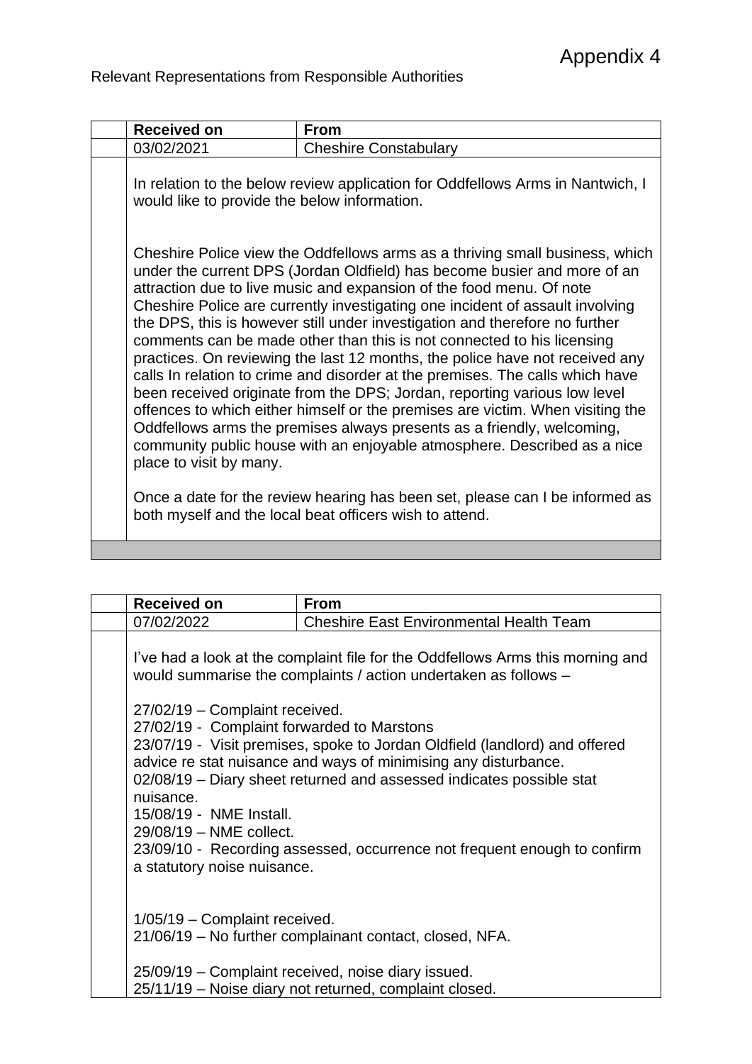# Appendix 4

Relevant Representations from Responsible Authorities

| Received on | From |
|---|---|
| 03/02/2021 | Cheshire Constabulary |

In relation to the below review application for Oddfellows Arms in Nantwich, I would like to provide the below information.

Cheshire Police view the Oddfellows arms as a thriving small business, which under the current DPS (Jordan Oldfield) has become busier and more of an attraction due to live music and expansion of the food menu. Of note Cheshire Police are currently investigating one incident of assault involving the DPS, this is however still under investigation and therefore no further comments can be made other than this is not connected to his licensing practices. On reviewing the last 12 months, the police have not received any calls In relation to crime and disorder at the premises. The calls which have been received originate from the DPS; Jordan, reporting various low level offences to which either himself or the premises are victim. When visiting the Oddfellows arms the premises always presents as a friendly, welcoming, community public house with an enjoyable atmosphere. Described as a nice place to visit by many.

Once a date for the review hearing has been set, please can I be informed as both myself and the local beat officers wish to attend.

| Received on | From |
|---|---|
| 07/02/2022 | Cheshire East Environmental Health Team |

I've had a look at the complaint file for the Oddfellows Arms this morning and would summarise the complaints / action undertaken as follows –

27/02/19 – Complaint received.
27/02/19 - Complaint forwarded to Marstons
23/07/19 - Visit premises, spoke to Jordan Oldfield (landlord) and offered advice re stat nuisance and ways of minimising any disturbance.
02/08/19 – Diary sheet returned and assessed indicates possible stat nuisance.
15/08/19 - NME Install.
29/08/19 – NME collect.
23/09/10 - Recording assessed, occurrence not frequent enough to confirm a statutory noise nuisance.

1/05/19 – Complaint received.
21/06/19 – No further complainant contact, closed, NFA.

25/09/19 – Complaint received, noise diary issued.
25/11/19 – Noise diary not returned, complaint closed.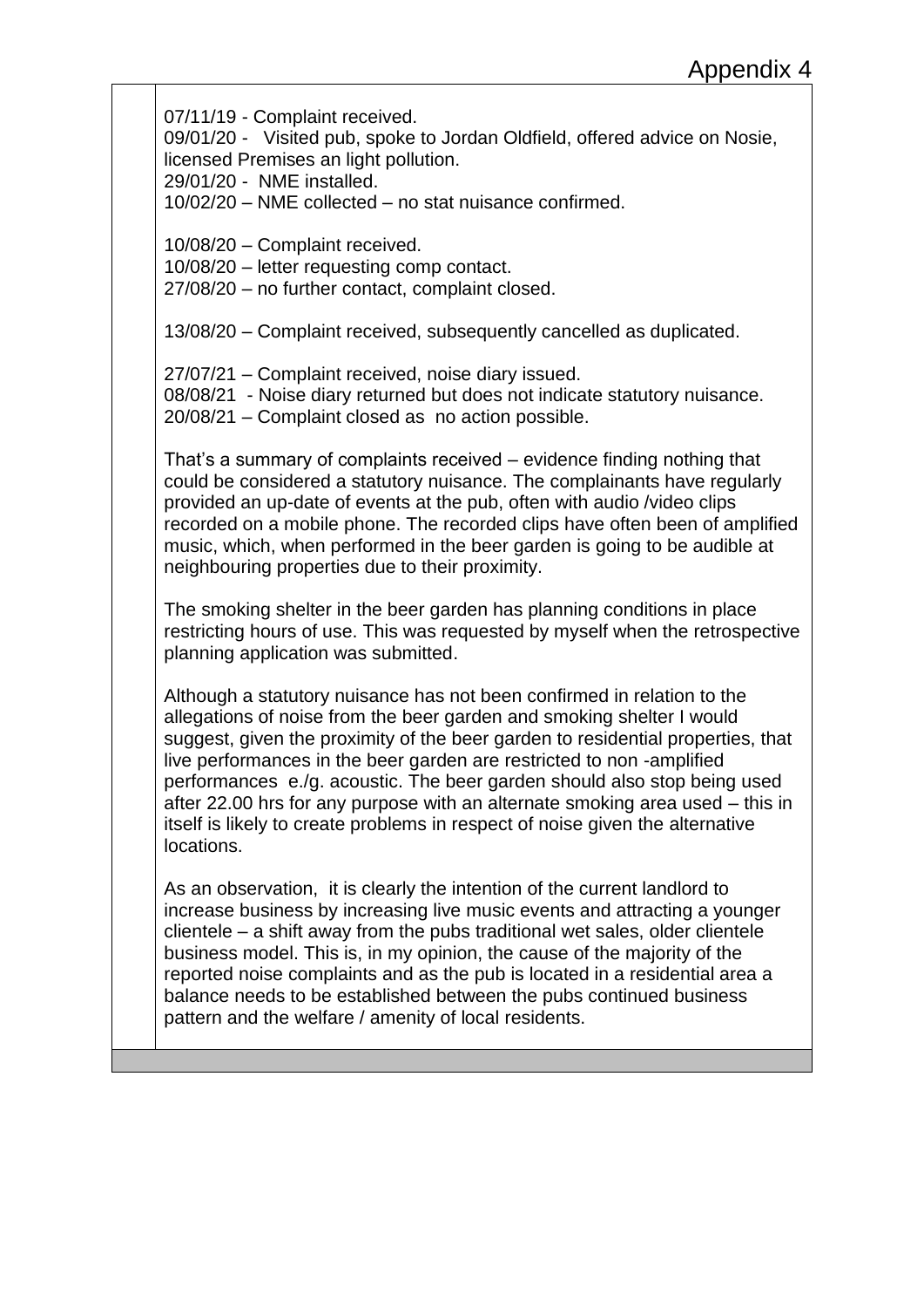# Appendix 4

07/11/19 - Complaint received.
09/01/20 - Visited pub, spoke to Jordan Oldfield, offered advice on Nosie, licensed Premises an light pollution.
29/01/20 - NME installed.
10/02/20 – NME collected – no stat nuisance confirmed.

10/08/20 – Complaint received.
10/08/20 – letter requesting comp contact.
27/08/20 – no further contact, complaint closed.

13/08/20 – Complaint received, subsequently cancelled as duplicated.

27/07/21 – Complaint received, noise diary issued.
08/08/21 - Noise diary returned but does not indicate statutory nuisance.
20/08/21 – Complaint closed as no action possible.

That's a summary of complaints received – evidence finding nothing that could be considered a statutory nuisance. The complainants have regularly provided an up-date of events at the pub, often with audio /video clips recorded on a mobile phone. The recorded clips have often been of amplified music, which, when performed in the beer garden is going to be audible at neighbouring properties due to their proximity.

The smoking shelter in the beer garden has planning conditions in place restricting hours of use. This was requested by myself when the retrospective planning application was submitted.

Although a statutory nuisance has not been confirmed in relation to the allegations of noise from the beer garden and smoking shelter I would suggest, given the proximity of the beer garden to residential properties, that live performances in the beer garden are restricted to non -amplified performances e./g. acoustic. The beer garden should also stop being used after 22.00 hrs for any purpose with an alternate smoking area used – this in itself is likely to create problems in respect of noise given the alternative locations.

As an observation, it is clearly the intention of the current landlord to increase business by increasing live music events and attracting a younger clientele – a shift away from the pubs traditional wet sales, older clientele business model. This is, in my opinion, the cause of the majority of the reported noise complaints and as the pub is located in a residential area a balance needs to be established between the pubs continued business pattern and the welfare / amenity of local residents.